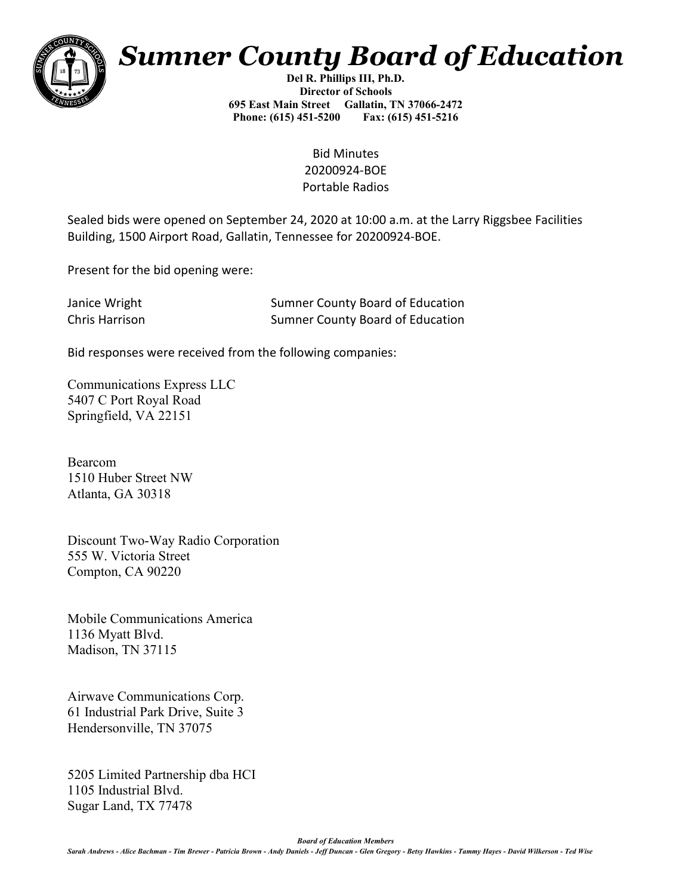# Sumner County Board of Education

**Del R. Phillips III, Ph.D.**
**Director of Schools**
**695 East Main Street Gallatin, TN 37066-2472**
**Phone: (615) 451-5200 Fax: (615) 451-5216**

Bid Minutes
20200924-BOE
Portable Radios

Sealed bids were opened on September 24, 2020 at 10:00 a.m. at the Larry Riggsbee Facilities Building, 1500 Airport Road, Gallatin, Tennessee for 20200924-BOE.

Present for the bid opening were:

| | |
|---|---|
| Janice Wright | Sumner County Board of Education |
| Chris Harrison | Sumner County Board of Education |

Bid responses were received from the following companies:

Communications Express LLC
5407 C Port Royal Road
Springfield, VA 22151

Bearcom
1510 Huber Street NW
Atlanta, GA 30318

Discount Two-Way Radio Corporation
555 W. Victoria Street
Compton, CA 90220

Mobile Communications America
1136 Myatt Blvd.
Madison, TN 37115

Airwave Communications Corp.
61 Industrial Park Drive, Suite 3
Hendersonville, TN 37075

5205 Limited Partnership dba HCI
1105 Industrial Blvd.
Sugar Land, TX 77478

***Board of Education Members***

*Sarah Andrews - Alice Bachman - Tim Brewer - Patricia Brown - Andy Daniels - Jeff Duncan - Glen Gregory - Betsy Hawkins - Tammy Hayes - David Wilkerson - Ted Wise*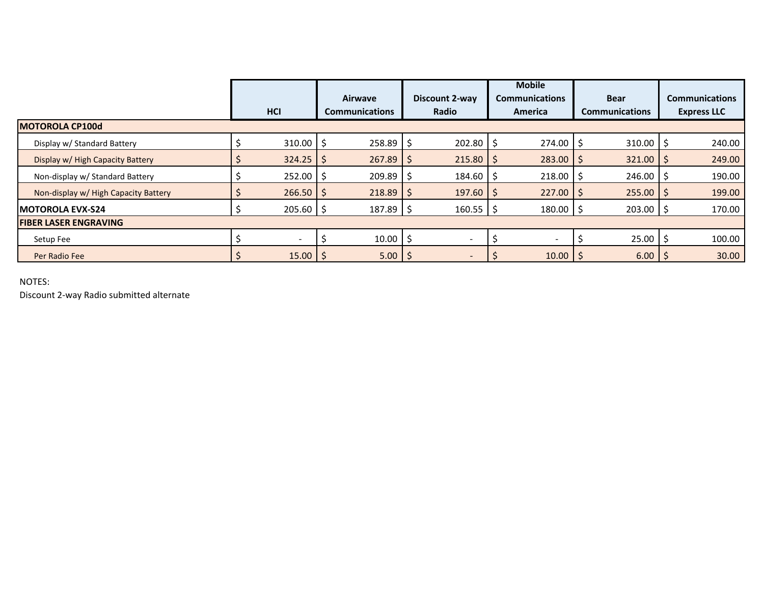| | HCI | Airwave Communications | Discount 2-way Radio | Mobile Communications America | Bear Communications | Communications Express LLC |
|---|---|---|---|---|---|---|
| **MOTOROLA CP100d** | | | | | | |
| Display w/ Standard Battery | $ 310.00 | $ 258.89 | $ 202.80 | $ 274.00 | $ 310.00 | $ 240.00 |
| Display w/ High Capacity Battery | $ 324.25 | $ 267.89 | $ 215.80 | $ 283.00 | $ 321.00 | $ 249.00 |
| Non-display w/ Standard Battery | $ 252.00 | $ 209.89 | $ 184.60 | $ 218.00 | $ 246.00 | $ 190.00 |
| Non-display w/ High Capacity Battery | $ 266.50 | $ 218.89 | $ 197.60 | $ 227.00 | $ 255.00 | $ 199.00 |
| **MOTOROLA EVX-S24** | $ 205.60 | $ 187.89 | $ 160.55 | $ 180.00 | $ 203.00 | $ 170.00 |
| **FIBER LASER ENGRAVING** | | | | | | |
| Setup Fee | $ - | $ 10.00 | $ - | $ - | $ 25.00 | $ 100.00 |
| Per Radio Fee | $ 15.00 | $ 5.00 | $ - | $ 10.00 | $ 6.00 | $ 30.00 |

NOTES:

Discount 2-way Radio submitted alternate